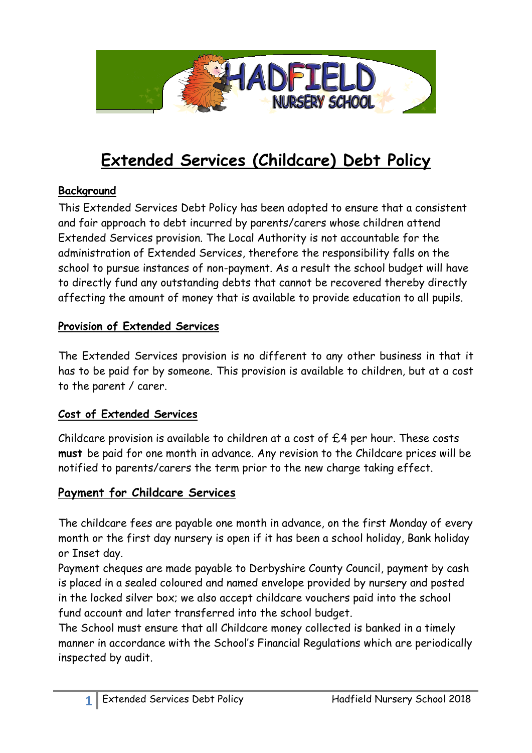# Extended Services (Childcare) Debt Policy

## Background

This Extended Services Debt Policy has been adopted to ensure that a consistent and fair approach to debt incurred by parents/carers whose children attend Extended Services provision. The Local Authority is not accountable for the administration of Extended Services, therefore the responsibility falls on the school to pursue instances of non-payment. As a result the school budget will have to directly fund any outstanding debts that cannot be recovered thereby directly affecting the amount of money that is available to provide education to all pupils.

## Provision of Extended Services

The Extended Services provision is no different to any other business in that it has to be paid for by someone. This provision is available to children, but at a cost to the parent / carer.

## *Cost of Extended Services*

Childcare provision is available to children at a cost of £4 per hour. These costs **must** be paid for one month in advance. Any revision to the Childcare prices will be notified to parents/carers the term prior to the new charge taking effect.

## Payment for Childcare Services

The childcare fees are payable one month in advance, on the first Monday of every month or the first day nursery is open if it has been a school holiday, Bank holiday or Inset day.

Payment cheques are made payable to Derbyshire County Council, payment by cash is placed in a sealed coloured and named envelope provided by nursery and posted in the locked silver box; we also accept childcare vouchers paid into the school fund account and later transferred into the school budget.

The School must ensure that all Childcare money collected is banked in a timely manner in accordance with the School's Financial Regulations which are periodically inspected by audit.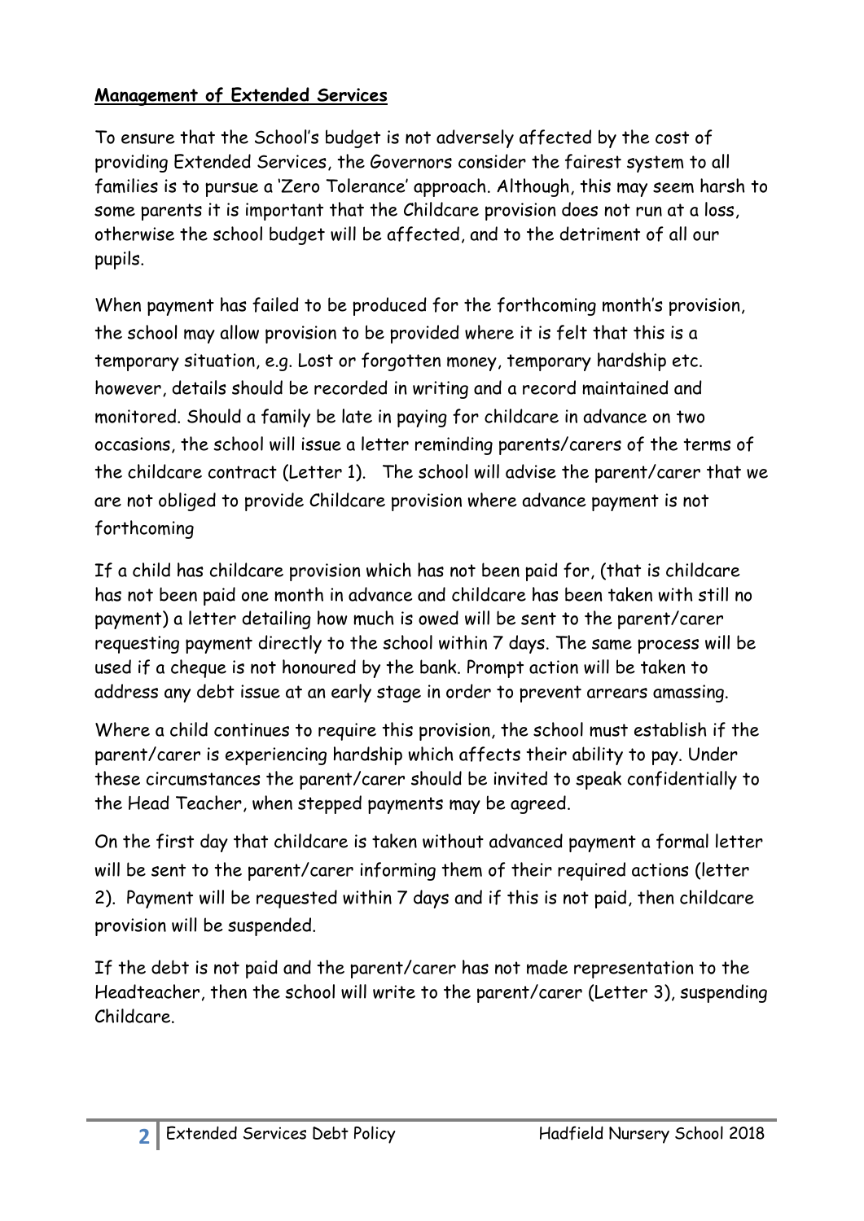**Management of Extended Services**

To ensure that the School's budget is not adversely affected by the cost of providing Extended Services, the Governors consider the fairest system to all families is to pursue a 'Zero Tolerance' approach. Although, this may seem harsh to some parents it is important that the Childcare provision does not run at a loss, otherwise the school budget will be affected, and to the detriment of all our pupils.

When payment has failed to be produced for the forthcoming month's provision, the school may allow provision to be provided where it is felt that this is a temporary situation, e.g. Lost or forgotten money, temporary hardship etc. however, details should be recorded in writing and a record maintained and monitored. Should a family be late in paying for childcare in advance on two occasions, the school will issue a letter reminding parents/carers of the terms of the childcare contract (Letter 1). The school will advise the parent/carer that we are not obliged to provide Childcare provision where advance payment is not forthcoming

If a child has childcare provision which has not been paid for, (that is childcare has not been paid one month in advance and childcare has been taken with still no payment) a letter detailing how much is owed will be sent to the parent/carer requesting payment directly to the school within 7 days. The same process will be used if a cheque is not honoured by the bank. Prompt action will be taken to address any debt issue at an early stage in order to prevent arrears amassing.

Where a child continues to require this provision, the school must establish if the parent/carer is experiencing hardship which affects their ability to pay. Under these circumstances the parent/carer should be invited to speak confidentially to the Head Teacher, when stepped payments may be agreed.

On the first day that childcare is taken without advanced payment a formal letter will be sent to the parent/carer informing them of their required actions (letter 2). Payment will be requested within 7 days and if this is not paid, then childcare provision will be suspended.

If the debt is not paid and the parent/carer has not made representation to the Headteacher, then the school will write to the parent/carer (Letter 3), suspending Childcare.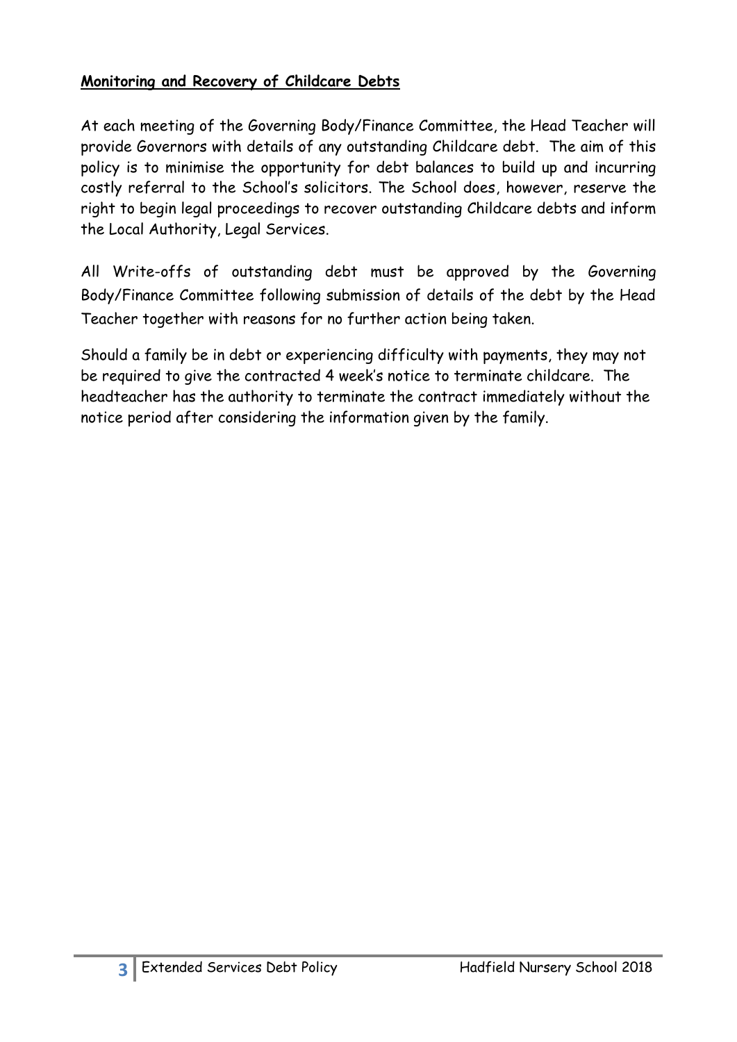**Monitoring and Recovery of Childcare Debts**

At each meeting of the Governing Body/Finance Committee, the Head Teacher will provide Governors with details of any outstanding Childcare debt. The aim of this policy is to minimise the opportunity for debt balances to build up and incurring costly referral to the School's solicitors. The School does, however, reserve the right to begin legal proceedings to recover outstanding Childcare debts and inform the Local Authority, Legal Services.

All Write-offs of outstanding debt must be approved by the Governing Body/Finance Committee following submission of details of the debt by the Head Teacher together with reasons for no further action being taken.

Should a family be in debt or experiencing difficulty with payments, they may not be required to give the contracted 4 week's notice to terminate childcare. The headteacher has the authority to terminate the contract immediately without the notice period after considering the information given by the family.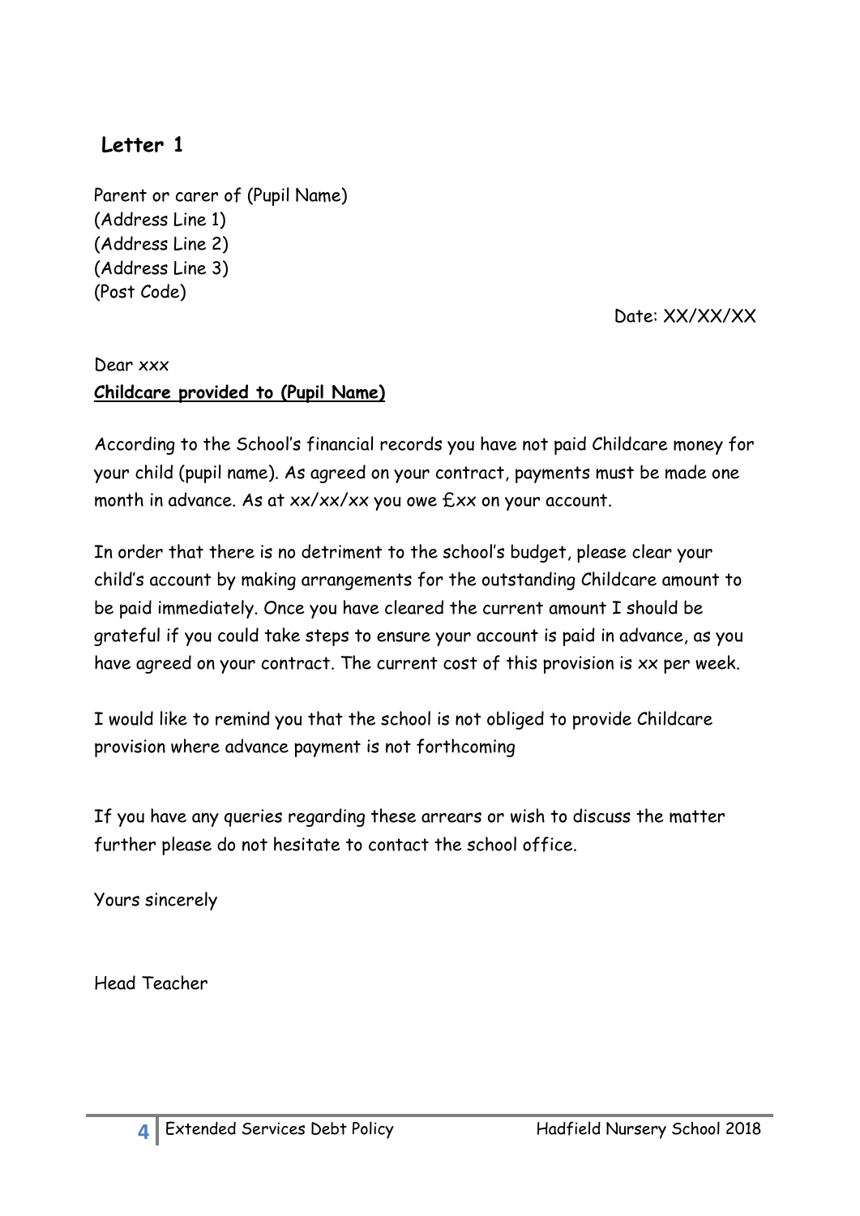## Letter 1

Parent or carer of (Pupil Name)
(Address Line 1)
(Address Line 2)
(Address Line 3)
(Post Code)

Date: XX/XX/XX

Dear xxx

**Childcare provided to (Pupil Name)**

According to the School's financial records you have not paid Childcare money for your child (pupil name). As agreed on your contract, payments must be made one month in advance. As at xx/xx/xx you owe £xx on your account.

In order that there is no detriment to the school's budget, please clear your child's account by making arrangements for the outstanding Childcare amount to be paid immediately. Once you have cleared the current amount I should be grateful if you could take steps to ensure your account is paid in advance, as you have agreed on your contract. The current cost of this provision is xx per week.

I would like to remind you that the school is not obliged to provide Childcare provision where advance payment is not forthcoming

If you have any queries regarding these arrears or wish to discuss the matter further please do not hesitate to contact the school office.

Yours sincerely

Head Teacher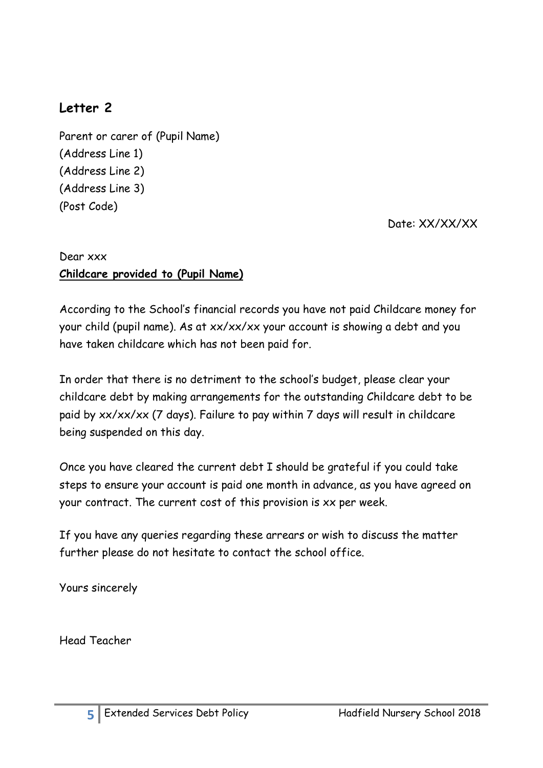## Letter 2

Parent or carer of (Pupil Name)
(Address Line 1)
(Address Line 2)
(Address Line 3)
(Post Code)

Date: XX/XX/XX

Dear xxx

**Childcare provided to (Pupil Name)**

According to the School's financial records you have not paid Childcare money for your child (pupil name). As at xx/xx/xx your account is showing a debt and you have taken childcare which has not been paid for.

In order that there is no detriment to the school's budget, please clear your childcare debt by making arrangements for the outstanding Childcare debt to be paid by xx/xx/xx (7 days). Failure to pay within 7 days will result in childcare being suspended on this day.

Once you have cleared the current debt I should be grateful if you could take steps to ensure your account is paid one month in advance, as you have agreed on your contract. The current cost of this provision is xx per week.

If you have any queries regarding these arrears or wish to discuss the matter further please do not hesitate to contact the school office.

Yours sincerely

Head Teacher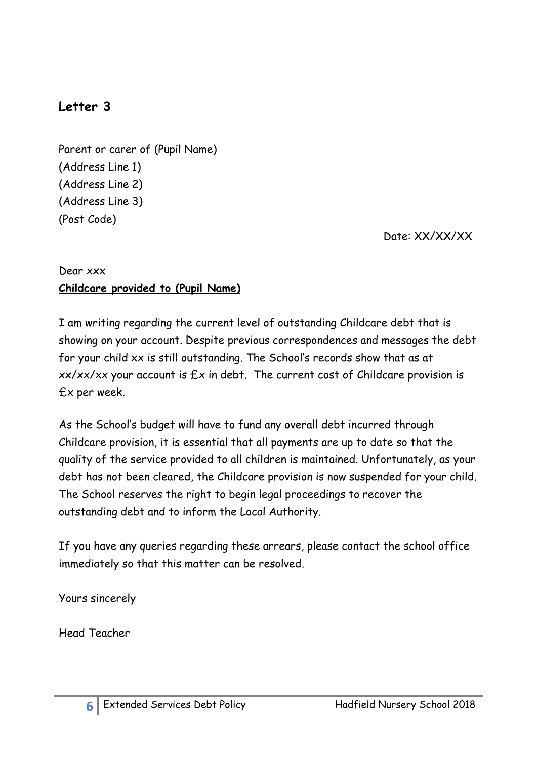## Letter 3

Parent or carer of (Pupil Name)
(Address Line 1)
(Address Line 2)
(Address Line 3)
(Post Code)

Date: XX/XX/XX

Dear xxx

**Childcare provided to (Pupil Name)**

I am writing regarding the current level of outstanding Childcare debt that is showing on your account. Despite previous correspondences and messages the debt for your child xx is still outstanding. The School's records show that as at xx/xx/xx your account is £x in debt. The current cost of Childcare provision is £x per week.

As the School's budget will have to fund any overall debt incurred through Childcare provision, it is essential that all payments are up to date so that the quality of the service provided to all children is maintained. Unfortunately, as your debt has not been cleared, the Childcare provision is now suspended for your child. The School reserves the right to begin legal proceedings to recover the outstanding debt and to inform the Local Authority.

If you have any queries regarding these arrears, please contact the school office immediately so that this matter can be resolved.

Yours sincerely

Head Teacher